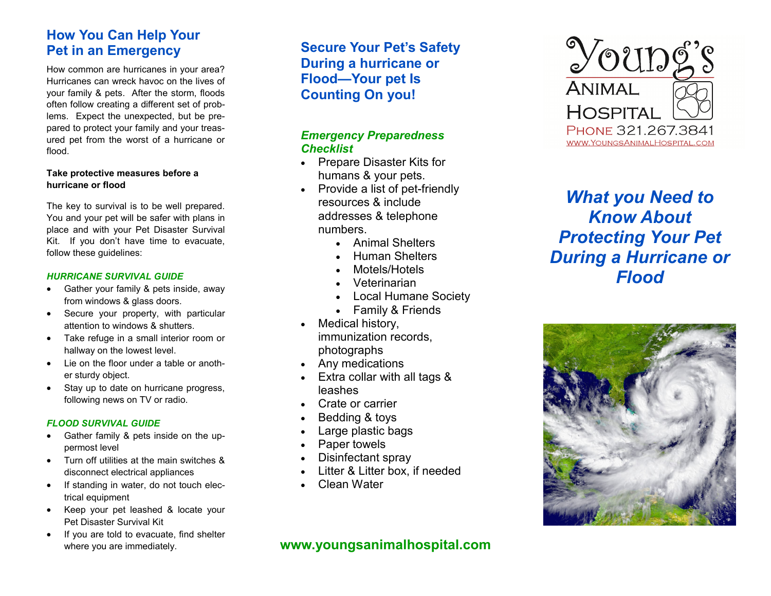## How You Can Help Your Pet in an Emergency

How common are hurricanes in your area? Hurricanes can wreck havoc on the lives of your family & pets. After the storm, floods often follow creating a different set of problems. Expect the unexpected, but be prepared to protect your family and your treasured pet from the worst of a hurricane or flood.

**Take protective measures before a hurricane or flood**

The key to survival is to be well prepared. You and your pet will be safer with plans in place and with your Pet Disaster Survival Kit. If you don't have time to evacuate, follow these guidelines:

### *HURRICANE SURVIVAL GUIDE*

- Gather your family & pets inside, away from windows & glass doors.
- Secure your property, with particular attention to windows & shutters.
- Take refuge in a small interior room or hallway on the lowest level.
- Lie on the floor under a table or another sturdy object.
- Stay up to date on hurricane progress, following news on TV or radio.

### *FLOOD SURVIVAL GUIDE*

- Gather family & pets inside on the uppermost level
- Turn off utilities at the main switches & disconnect electrical appliances
- If standing in water, do not touch electrical equipment
- Keep your pet leashed & locate your Pet Disaster Survival Kit
- If you are told to evacuate, find shelter where you are immediately.

## Secure Your Pet's Safety During a hurricane or Flood—Your pet Is Counting On you!

### *Emergency Preparedness Checklist*

- Prepare Disaster Kits for humans & your pets.
- Provide a list of pet-friendly resources & include addresses & telephone numbers.
  - Animal Shelters
  - Human Shelters
  - Motels/Hotels
  - Veterinarian
  - Local Humane Society
  - Family & Friends
- Medical history, immunization records, photographs
- Any medications
- Extra collar with all tags & leashes
- Crate or carrier
- Bedding & toys
- Large plastic bags
- Paper towels
- Disinfectant spray
- Litter & Litter box, if needed
- Clean Water

**www.youngsanimalhospital.com**

Young's Animal Hospital
Phone 321.267.3841
www.YoungsAnimalHospital.com

# *What you Need to Know About Protecting Your Pet During a Hurricane or Flood*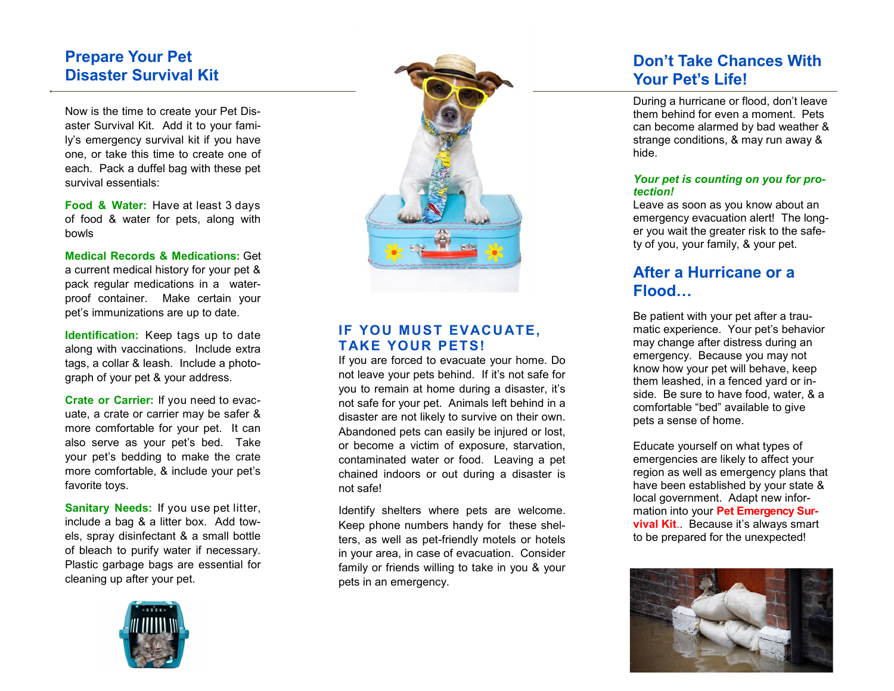## Prepare Your Pet Disaster Survival Kit

Now is the time to create your Pet Disaster Survival Kit. Add it to your family's emergency survival kit if you have one, or take this time to create one of each. Pack a duffel bag with these pet survival essentials:

**Food & Water:** Have at least 3 days of food & water for pets, along with bowls

**Medical Records & Medications:** Get a current medical history for your pet & pack regular medications in a waterproof container. Make certain your pet's immunizations are up to date.

**Identification:** Keep tags up to date along with vaccinations. Include extra tags, a collar & leash. Include a photograph of your pet & your address.

**Crate or Carrier:** If you need to evacuate, a crate or carrier may be safer & more comfortable for your pet. It can also serve as your pet's bed. Take your pet's bedding to make the crate more comfortable, & include your pet's favorite toys.

**Sanitary Needs:** If you use pet litter, include a bag & a litter box. Add towels, spray disinfectant & a small bottle of bleach to purify water if necessary. Plastic garbage bags are essential for cleaning up after your pet.

## IF YOU MUST EVACUATE, TAKE YOUR PETS!

If you are forced to evacuate your home. Do not leave your pets behind. If it's not safe for you to remain at home during a disaster, it's not safe for your pet. Animals left behind in a disaster are not likely to survive on their own. Abandoned pets can easily be injured or lost, or become a victim of exposure, starvation, contaminated water or food. Leaving a pet chained indoors or out during a disaster is not safe!

Identify shelters where pets are welcome. Keep phone numbers handy for these shelters, as well as pet-friendly motels or hotels in your area, in case of evacuation. Consider family or friends willing to take in you & your pets in an emergency.

## Don't Take Chances With Your Pet's Life!

During a hurricane or flood, don't leave them behind for even a moment. Pets can become alarmed by bad weather & strange conditions, & may run away & hide.

***Your pet is counting on you for protection!***

Leave as soon as you know about an emergency evacuation alert! The longer you wait the greater risk to the safety of you, your family, & your pet.

## After a Hurricane or a Flood…

Be patient with your pet after a traumatic experience. Your pet's behavior may change after distress during an emergency. Because you may not know how your pet will behave, keep them leashed, in a fenced yard or inside. Be sure to have food, water, & a comfortable "bed" available to give pets a sense of home.

Educate yourself on what types of emergencies are likely to affect your region as well as emergency plans that have been established by your state & local government. Adapt new information into your **Pet Emergency Survival Kit**.. Because it's always smart to be prepared for the unexpected!